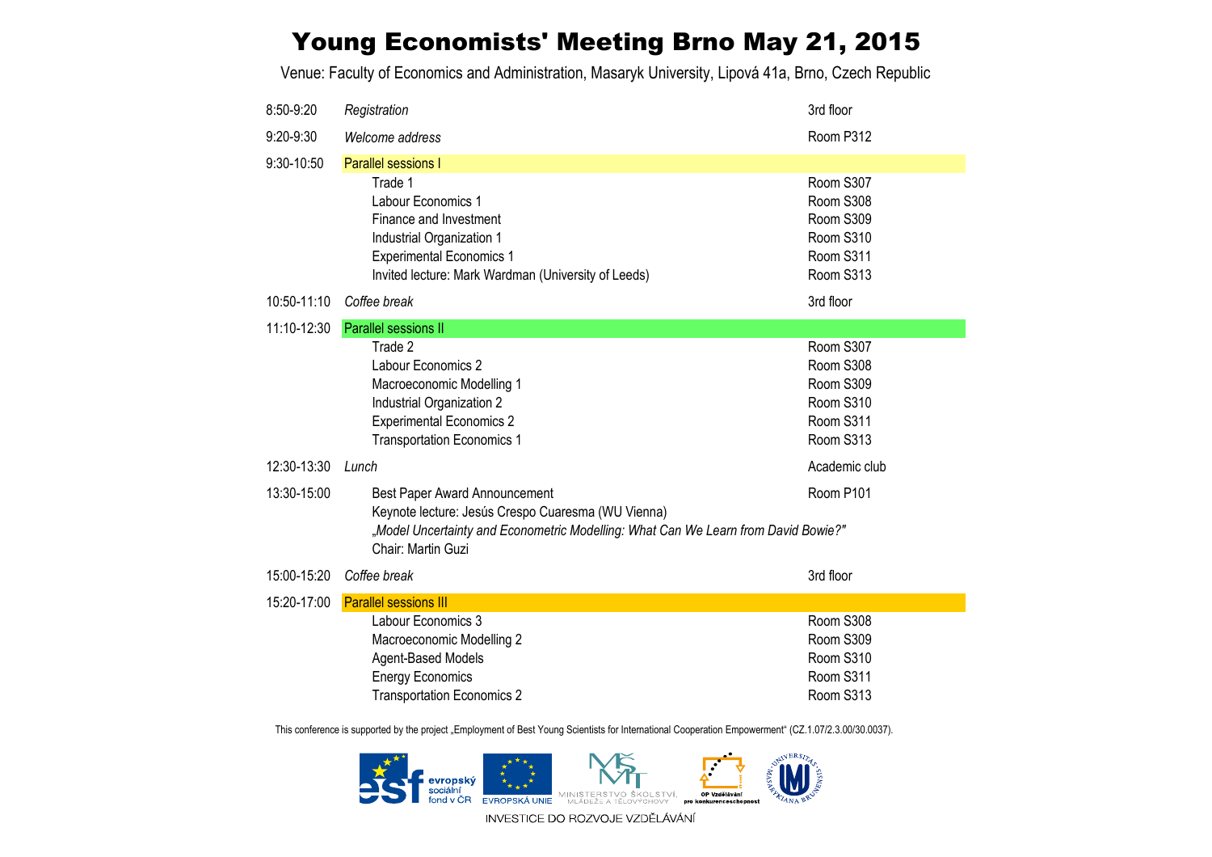# Young Economists' Meeting Brno May 21, 2015

Venue: Faculty of Economics and Administration, Masaryk University, Lipová 41a, Brno, Czech Republic

| Time | Event | Location |
|---|---|---|
| 8:50-9:20 | *Registration* | 3rd floor |
| 9:20-9:30 | *Welcome address* | Room P312 |
| 9:30-10:50 | Parallel sessions I | |
| | Trade 1 | Room S307 |
| | Labour Economics 1 | Room S308 |
| | Finance and Investment | Room S309 |
| | Industrial Organization 1 | Room S310 |
| | Experimental Economics 1 | Room S311 |
| | Invited lecture: Mark Wardman (University of Leeds) | Room S313 |
| 10:50-11:10 | *Coffee break* | 3rd floor |
| 11:10-12:30 | Parallel sessions II | |
| | Trade 2 | Room S307 |
| | Labour Economics 2 | Room S308 |
| | Macroeconomic Modelling 1 | Room S309 |
| | Industrial Organization 2 | Room S310 |
| | Experimental Economics 2 | Room S311 |
| | Transportation Economics 1 | Room S313 |
| 12:30-13:30 | *Lunch* | Academic club |
| 13:30-15:00 | Best Paper Award Announcement | Room P101 |
| | Keynote lecture: Jesús Crespo Cuaresma (WU Vienna) | |
| | *„Model Uncertainty and Econometric Modelling: What Can We Learn from David Bowie?"* | |
| | Chair: Martin Guzi | |
| 15:00-15:20 | *Coffee break* | 3rd floor |
| 15:20-17:00 | Parallel sessions III | |
| | Labour Economics 3 | Room S308 |
| | Macroeconomic Modelling 2 | Room S309 |
| | Agent-Based Models | Room S310 |
| | Energy Economics | Room S311 |
| | Transportation Economics 2 | Room S313 |

This conference is supported by the project „Employment of Best Young Scientists for International Cooperation Empowerment" (CZ.1.07/2.3.00/30.0037).

evropský sociální fond v ČR | EVROPSKÁ UNIE | MINISTERSTVO ŠKOLSTVÍ, MLÁDEŽE A TĚLOVÝCHOVY | OP Vzdělávání pro konkurenceschopnost

INVESTICE DO ROZVOJE VZDĚLÁVÁNÍ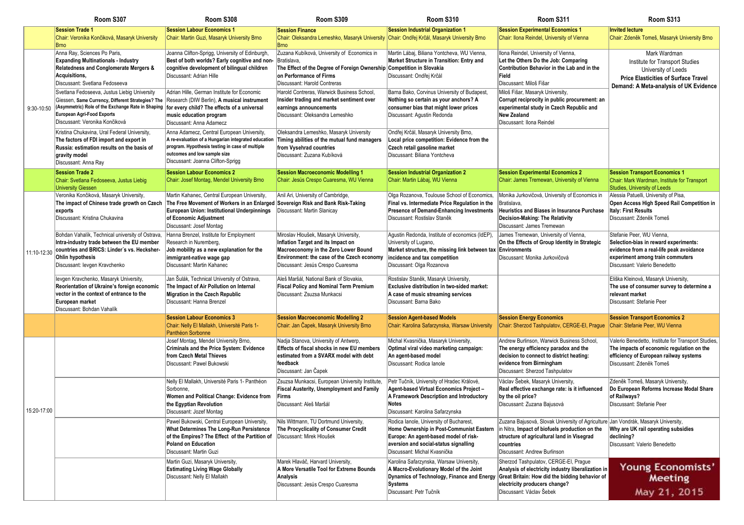| | Room S307 | Room S308 | Room S309 | Room S310 | Room S311 | Room S313 |
|---|---|---|---|---|---|---|
| | **Session Trade 1**<br>Chair: Veronika Končiková, Masaryk University Brno | **Session Labour Economics 1**<br>Chair: Martin Guzi, Masaryk University Brno | **Session Finance**<br>Chair: Oleksandra Lemeshko, Masaryk University Brno | **Session Industrial Organization 1**<br>Chair: Ondřej Krčál, Masaryk University Brno | **Session Experimental Economics 1**<br>Chair: Ilona Reindel, University of Vienna | **Invited lecture**<br>Chair: Zdeněk Tomeš, Masaryk University Brno |
| 9:30-10:50 | Anna Ray, Sciences Po Paris,<br>**Expanding Multinationals - Industry Relatedness and Conglomerate Mergers & Acquisitions,**<br>Discussant: Svetlana Fedoseeva | Joanna Clifton-Sprigg, University of Edinburgh,<br>**Best of both worlds? Early cognitive and non-cognitive development of bilingual children**<br>Discussant: Adrian Hille | Zuzana Kubíková, University of Economics in Bratislava,<br>**The Effect of the Degree of Foreign Ownership on Performance of Firms**<br>Discussant: Harold Contreras | Martin Lábaj, Biliana Yontcheva, WU Vienna,<br>**Market Structure in Transition: Entry and Competition in Slovakia**<br>Discussant: Ondřej Krčál | Ilona Reindel, University of Vienna,<br>**Let the Others Do the Job: Comparing Contribution Behavior in the Lab and in the Field**<br>Discussant: Miloš Fišar | Mark Wardman<br>Institute for Transport Studies<br>University of Leeds<br>**Price Elasticities of Surface Travel Demand: A Meta-analysis of UK Evidence** |
| | Svetlana Fedoseeva, Justus Liebig University Giessen, **Same Currency, Different Strategies? The (Asymmetric) Role of the Exchange Rate in Shaping European Agri-Food Exports**<br>Discussant: Veronika Končiková | Adrian Hille, German Institute for Economic Research (DIW Berlin), **A musical instrument for every child? The effects of a universal music education program**<br>Discussant: Anna Adamecz | Harold Contreras, Warwick Business School,<br>**Insider trading and market sentiment over earnings announcements**<br>Discussant: Oleksandra Lemeshko | Barna Bako, Corvinus University of Budapest,<br>**Nothing so certain as your anchors? A consumer bias that might lower prices**<br>Discussant: Agustin Redonda | Miloš Fišar, Masaryk University,<br>**Corrupt reciprocity in public procurement: an experimental study in Czech Republic and New Zealand**<br>Discussant: Ilona Reindel | |
| | Kristina Chukavina, Ural Federal University,<br>**The factors of FDI import and export in Russia: estimation results on the basis of gravity model**<br>Discussant: Anna Ray | Anna Adamecz, Central European University,<br>**A re-evaluation of a Hungarian integrated education program. Hypothesis testing in case of multiple outcomes and low sample size**<br>Discussant: Joanna Clifton-Sprigg | Oleksandra Lemeshko, Masaryk University<br>**Timing abilities of the mutual fund managers from Vysehrad countries**<br>Discussant: Zuzana Kubíková | Ondřej Krčál, Masaryk University Brno,<br>**Local price competition: Evidence from the Czech retail gasoline market**<br>Discussant: Biliana Yontcheva | | |
| | **Session Trade 2**<br>Chair: Svetlana Fedoseeva, Justus Liebig University Giessen | **Session Labour Economics 2**<br>Chair: Josef Montag, Mendel University Brno | **Session Macroeconomic Modelling 1**<br>Chair: Jesús Crespo Cuaresma, WU Vienna | **Session Industrial Organization 2**<br>Chair: Martin Lábaj, WU Vienna | **Session Experimental Economics 2**<br>Chair: James Tremewan, University of Vienna | **Session Transport Economics 1**<br>Chair: Mark Wardman, Institute for Transport Studies, University of Leeds |
| 11:10-12:30 | Veronika Končiková, Masaryk University,<br>**The impact of Chinese trade growth on Czech exports**<br>Discussant: Kristina Chukavina | Martin Kahanec, Central European University,<br>**The Free Movement of Workers in an Enlarged European Union: Institutional Underpinnings of Economic Adjustment**<br>Discussant: Josef Montag | Anil Ari, University of Cambridge,<br>**Sovereign Risk and Bank Risk-Taking**<br>Discussant: Martin Slanicay | Olga Rozanova, Toulouse School of Economics,<br>**Final vs. Intermediate Price Regulation in the Presence of Demand-Enhancing Investments**<br>Discussant: Rostislav Staněk | Monika Jurkovičová, University of Economics in Bratislava,<br>**Heuristics and Biases in Insurance Purchase Decision-Making: The Relativity**<br>Discussant: James Tremewan | Alessia Patuelli, University of Pisa,<br>**Open Access High Speed Rail Competition in Italy: First Results**<br>Discussant: Zdeněk Tomeš |
| | Bohdan Vahalík, Technical university of Ostrava,<br>**Intra-industry trade between the EU member countries and BRICS: Linder´s vs. Heckscher-Ohlin hypothesis**<br>Discussant: Ievgen Kravchenko | Hanna Brenzel, Institute for Employment Research in Nuremberg,<br>**Job mobility as a new explanation for the immigrant-native wage gap**<br>Discussant: Martin Kahanec | Miroslav Hloušek, Masaryk University,<br>**Inflation Target and its Impact on Macroeconomy in the Zero Lower Bound Environment: the case of the Czech economy**<br>Discussant: Jesús Crespo Cuaresma | Agustin Redonda, Institute of economics (IdEP), University of Lugano,<br>**Market structure, the missing link between tax incidence and tax competition**<br>Discussant: Olga Rozanova | James Tremewan, University of Vienna,<br>**On the Effects of Group Identity in Strategic Environments**<br>Discussant: Monika Jurkovičová | Stefanie Peer, WU Vienna,<br>**Selection-bias in reward experiments: evidence from a real-life peak avoidance experiment among train commuters**<br>Discussant: Valerio Benedetto |
| | Ievgen Kravchenko, Masaryk University,<br>**Reorientation of Ukraine's foreign economic vector in the context of entrance to the European market**<br>Discussant: Bohdan Vahalík | Jan Šulák, Technical University of Ostrava,<br>**The Impact of Air Pollution on Internal Migration in the Czech Republic**<br>Discussant: Hanna Brenzel | Aleš Maršál, National Bank of Slovakia,<br>**Fiscal Policy and Nominal Term Premium**<br>Discussant: Zsuzsa Munkacsi | Rostislav Staněk, Masaryk University,<br>**Exclusive distribution in two-sided market: A case of music streaming services**<br>Discussant: Barna Bako | | Eliška Kleinová, Masaryk University,<br>**The use of consumer survey to determine a relevant market**<br>Discussant: Stefanie Peer |
| | | **Session Labour Economics 3**<br>Chair: Nelly El Mallakh, Université Paris 1-Panthéon Sorbonne | **Session Macroeconomic Modelling 2**<br>Chair: Jan Čapek, Masaryk University Brno | **Session Agent-based Models**<br>Chair: Karolina Safarzynska, Warsaw University | **Session Energy Economics**<br>Chair: Sherzod Tashpulatov, CERGE-EI, Prague | **Session Transport Economics 2**<br>Chair: Stefanie Peer, WU Vienna |
| 15:20-17:00 | | Josef Montag, Mendel University Brno,<br>**Criminals and the Price System: Evidence from Czech Metal Thieves**<br>Discussant: Pawel Bukowski | Nadja Stanova, University of Antwerp,<br>**Effects of fiscal shocks in new EU members estimated from a SVARX model with debt feedback**<br>Discussant: Jan Čapek | Michal Kvasnička, Masaryk University,<br>**Optimal viral video marketing campaign: An agent-based model**<br>Discussant: Rodica Ianole | Andrew Burlinson, Warwick Business School,<br>**The energy efficiency paradox and the decision to connect to district heating: evidence from Birmingham**<br>Discussant: Sherzod Tashpulatov | Valerio Benedetto, Institute for Transport Studies,<br>**The impacts of economic regulation on the efficiency of European railway systems**<br>Discussant: Zdeněk Tomeš |
| | | Nelly El Mallakh, Université Paris 1- Panthéon Sorbonne,<br>**Women and Political Change: Evidence from the Egyptian Revolution**<br>Discussant: Jozef Montag | Zsuzsa Munkacsi, European University Institute,<br>**Fiscal Austerity, Unemployment and Family Firms**<br>Discussant: Aleš Maršál | Petr Tučník, University of Hradec Králové,<br>**Agent-based Virtual Economics Project – A Framework Description and Introductory Notes**<br>Discussant: Karolina Safarzynska | Václav Šebek, Masaryk University,<br>**Real effective exchange rate: is it influenced by the oil price?**<br>Discussant: Zuzana Bajusová | Zdeněk Tomeš, Masaryk University,<br>**Do European Reforms Increase Modal Share of Railways?**<br>Discussant: Stefanie Peer |
| | | Pawel Bukowski, Central European University,<br>**What Determines The Long-Run Persistence of the Empires? The Effect of the Partition of Poland on Education**<br>Discussant: Martin Guzi | Nils Wittmann, TU Dortmund University,<br>**The Procyclicality of Consumer Credit**<br>Discussant: Mirek Hloušek | Rodica Ianole, University of Bucharest,<br>**Home Ownership in Post-Communist Eastern Europe: An agent-based model of risk-aversion and social-status signalling**<br>Discussant: Michal Kvasnička | Zuzana Bajusová, Slovak University of Agriculture in Nitra, **Impact of biofuels production on the structure of agricultural land in Visegrad countries**<br>Discussant: Andrew Burlinson | Jan Vondrák, Masaryk University,<br>**Why are UK rail operating subsidies declining?**<br>Discussant: Valerio Benedetto |
| | | Martin Guzi, Masaryk University,<br>**Estimating Living Wage Globally**<br>Discussant: Nelly El Mallakh | Marek Hlaváč, Harvard University,<br>**A More Versatile Tool for Extreme Bounds Analysis**<br>Discussant: Jesús Crespo Cuaresma | Karolina Safarzynska, Warsaw University,<br>**A Macro-Evolutionary Model of the Joint Dynamics of Technology, Finance and Energy Systems**<br>Discussant: Petr Tučník | Sherzod Tashpulatov, CERGE-EI, Prague<br>**Analysis of electricity industry liberalization in Great Britain: How did the bidding behavior of electricity producers change?**<br>Discussant: Václav Šebek | Young Economists' Meeting<br>May 21, 2015 |